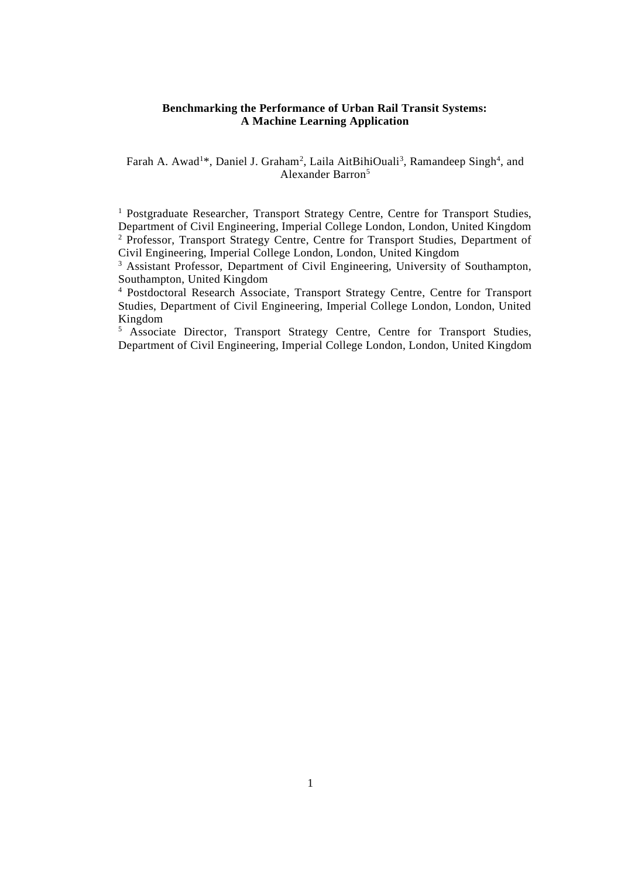# Benchmarking the Performance of Urban Rail Transit Systems: A Machine Learning Application

Farah A. Awad[1]*, Daniel J. Graham[2], Laila AitBihiOuali[3], Ramandeep Singh[4], and Alexander Barron[5]

[1] Postgraduate Researcher, Transport Strategy Centre, Centre for Transport Studies, Department of Civil Engineering, Imperial College London, London, United Kingdom
[2] Professor, Transport Strategy Centre, Centre for Transport Studies, Department of Civil Engineering, Imperial College London, London, United Kingdom
[3] Assistant Professor, Department of Civil Engineering, University of Southampton, Southampton, United Kingdom
[4] Postdoctoral Research Associate, Transport Strategy Centre, Centre for Transport Studies, Department of Civil Engineering, Imperial College London, London, United Kingdom
[5] Associate Director, Transport Strategy Centre, Centre for Transport Studies, Department of Civil Engineering, Imperial College London, London, United Kingdom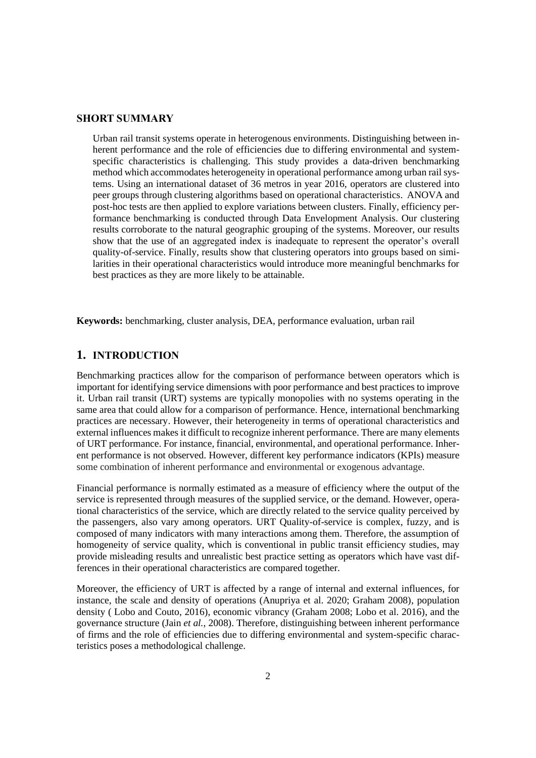## SHORT SUMMARY

Urban rail transit systems operate in heterogenous environments. Distinguishing between inherent performance and the role of efficiencies due to differing environmental and system-specific characteristics is challenging. This study provides a data-driven benchmarking method which accommodates heterogeneity in operational performance among urban rail systems. Using an international dataset of 36 metros in year 2016, operators are clustered into peer groups through clustering algorithms based on operational characteristics. ANOVA and post-hoc tests are then applied to explore variations between clusters. Finally, efficiency performance benchmarking is conducted through Data Envelopment Analysis. Our clustering results corroborate to the natural geographic grouping of the systems. Moreover, our results show that the use of an aggregated index is inadequate to represent the operator's overall quality-of-service. Finally, results show that clustering operators into groups based on similarities in their operational characteristics would introduce more meaningful benchmarks for best practices as they are more likely to be attainable.

**Keywords:** benchmarking, cluster analysis, DEA, performance evaluation, urban rail

## 1. INTRODUCTION

Benchmarking practices allow for the comparison of performance between operators which is important for identifying service dimensions with poor performance and best practices to improve it. Urban rail transit (URT) systems are typically monopolies with no systems operating in the same area that could allow for a comparison of performance. Hence, international benchmarking practices are necessary. However, their heterogeneity in terms of operational characteristics and external influences makes it difficult to recognize inherent performance. There are many elements of URT performance. For instance, financial, environmental, and operational performance. Inherent performance is not observed. However, different key performance indicators (KPIs) measure some combination of inherent performance and environmental or exogenous advantage.

Financial performance is normally estimated as a measure of efficiency where the output of the service is represented through measures of the supplied service, or the demand. However, operational characteristics of the service, which are directly related to the service quality perceived by the passengers, also vary among operators. URT Quality-of-service is complex, fuzzy, and is composed of many indicators with many interactions among them. Therefore, the assumption of homogeneity of service quality, which is conventional in public transit efficiency studies, may provide misleading results and unrealistic best practice setting as operators which have vast differences in their operational characteristics are compared together.

Moreover, the efficiency of URT is affected by a range of internal and external influences, for instance, the scale and density of operations (Anupriya et al. 2020; Graham 2008), population density ( Lobo and Couto, 2016), economic vibrancy (Graham 2008; Lobo et al. 2016), and the governance structure (Jain *et al.*, 2008). Therefore, distinguishing between inherent performance of firms and the role of efficiencies due to differing environmental and system-specific characteristics poses a methodological challenge.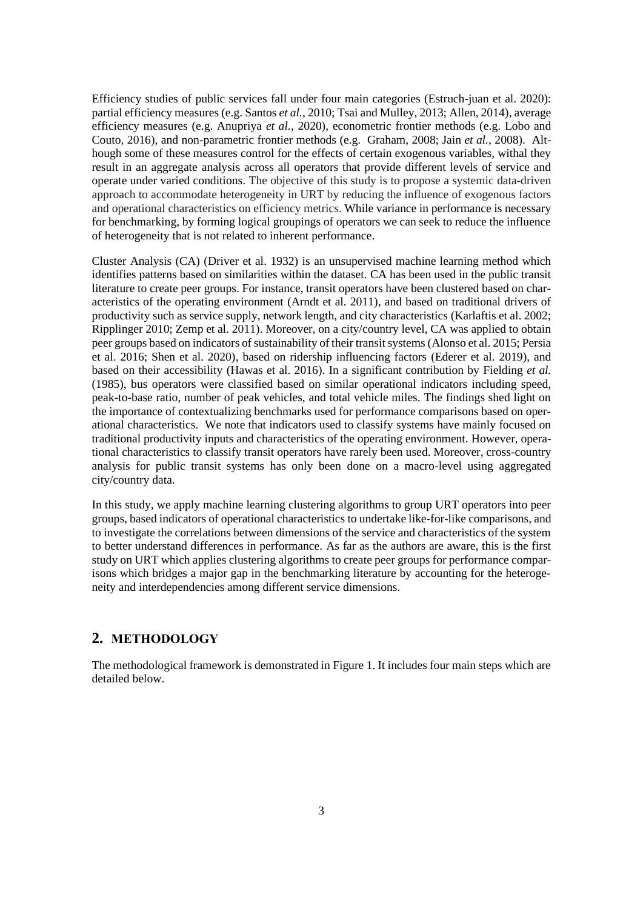Efficiency studies of public services fall under four main categories (Estruch-juan et al. 2020): partial efficiency measures (e.g. Santos *et al.*, 2010; Tsai and Mulley, 2013; Allen, 2014), average efficiency measures (e.g. Anupriya *et al.*, 2020), econometric frontier methods (e.g. Lobo and Couto, 2016), and non-parametric frontier methods (e.g. Graham, 2008; Jain *et al.*, 2008). Although some of these measures control for the effects of certain exogenous variables, withal they result in an aggregate analysis across all operators that provide different levels of service and operate under varied conditions. The objective of this study is to propose a systemic data-driven approach to accommodate heterogeneity in URT by reducing the influence of exogenous factors and operational characteristics on efficiency metrics. While variance in performance is necessary for benchmarking, by forming logical groupings of operators we can seek to reduce the influence of heterogeneity that is not related to inherent performance.

Cluster Analysis (CA) (Driver et al. 1932) is an unsupervised machine learning method which identifies patterns based on similarities within the dataset. CA has been used in the public transit literature to create peer groups. For instance, transit operators have been clustered based on characteristics of the operating environment (Arndt et al. 2011), and based on traditional drivers of productivity such as service supply, network length, and city characteristics (Karlaftis et al. 2002; Ripplinger 2010; Zemp et al. 2011). Moreover, on a city/country level, CA was applied to obtain peer groups based on indicators of sustainability of their transit systems (Alonso et al. 2015; Persia et al. 2016; Shen et al. 2020), based on ridership influencing factors (Ederer et al. 2019), and based on their accessibility (Hawas et al. 2016). In a significant contribution by Fielding *et al.* (1985), bus operators were classified based on similar operational indicators including speed, peak-to-base ratio, number of peak vehicles, and total vehicle miles. The findings shed light on the importance of contextualizing benchmarks used for performance comparisons based on operational characteristics. We note that indicators used to classify systems have mainly focused on traditional productivity inputs and characteristics of the operating environment. However, operational characteristics to classify transit operators have rarely been used. Moreover, cross-country analysis for public transit systems has only been done on a macro-level using aggregated city/country data.

In this study, we apply machine learning clustering algorithms to group URT operators into peer groups, based indicators of operational characteristics to undertake like-for-like comparisons, and to investigate the correlations between dimensions of the service and characteristics of the system to better understand differences in performance. As far as the authors are aware, this is the first study on URT which applies clustering algorithms to create peer groups for performance comparisons which bridges a major gap in the benchmarking literature by accounting for the heterogeneity and interdependencies among different service dimensions.

## 2. METHODOLOGY

The methodological framework is demonstrated in Figure 1. It includes four main steps which are detailed below.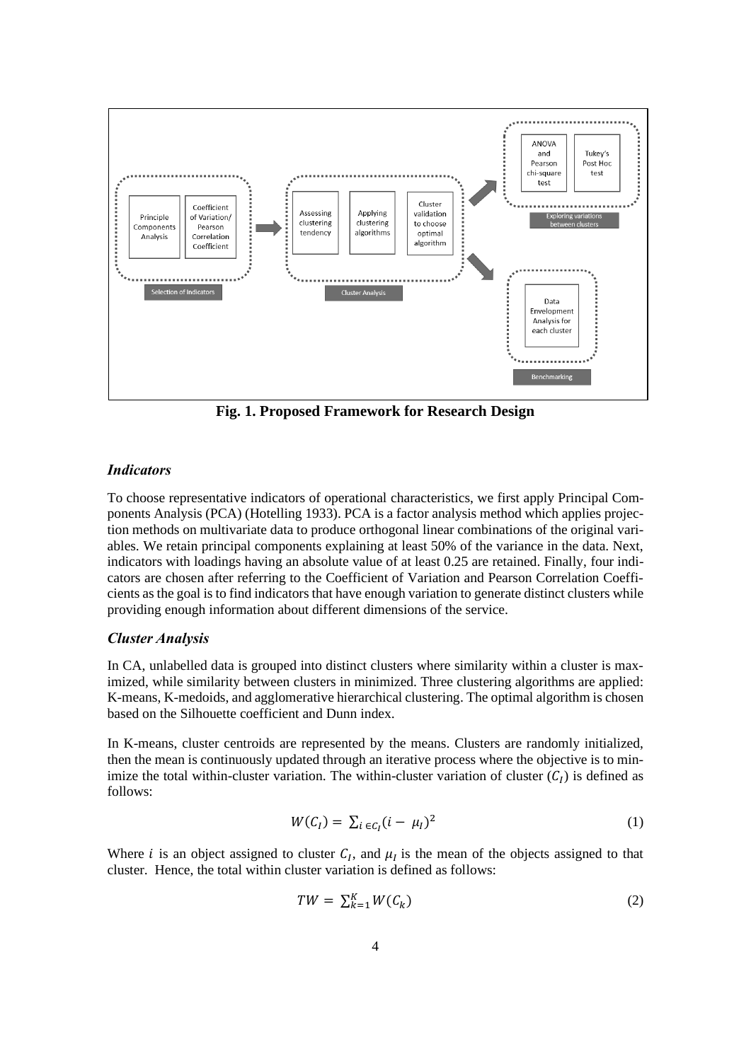Fig. 1. Proposed Framework for Research Design

### *Indicators*

To choose representative indicators of operational characteristics, we first apply Principal Components Analysis (PCA) (Hotelling 1933). PCA is a factor analysis method which applies projection methods on multivariate data to produce orthogonal linear combinations of the original variables. We retain principal components explaining at least 50% of the variance in the data. Next, indicators with loadings having an absolute value of at least 0.25 are retained. Finally, four indicators are chosen after referring to the Coefficient of Variation and Pearson Correlation Coefficients as the goal is to find indicators that have enough variation to generate distinct clusters while providing enough information about different dimensions of the service.

### *Cluster Analysis*

In CA, unlabelled data is grouped into distinct clusters where similarity within a cluster is maximized, while similarity between clusters in minimized. Three clustering algorithms are applied: K-means, K-medoids, and agglomerative hierarchical clustering. The optimal algorithm is chosen based on the Silhouette coefficient and Dunn index.

In K-means, cluster centroids are represented by the means. Clusters are randomly initialized, then the mean is continuously updated through an iterative process where the objective is to minimize the total within-cluster variation. The within-cluster variation of cluster ($C_I$) is defined as follows:

$$W(C_I) = \sum_{i \in C_I} (i - \mu_I)^2 \tag{1}$$

Where $i$ is an object assigned to cluster $C_I$, and $\mu_I$ is the mean of the objects assigned to that cluster. Hence, the total within cluster variation is defined as follows:

$$TW = \sum_{k=1}^{K} W(C_k) \tag{2}$$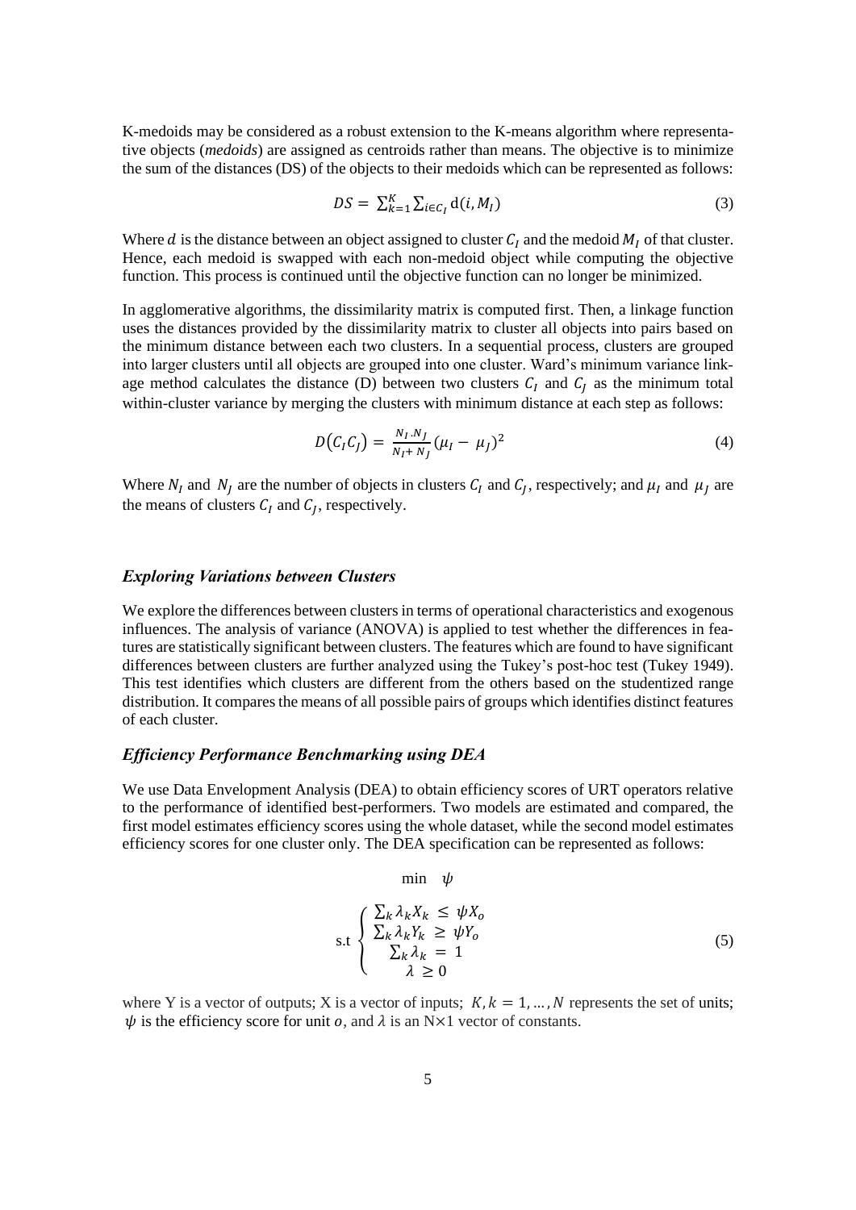K-medoids may be considered as a robust extension to the K-means algorithm where representative objects (*medoids*) are assigned as centroids rather than means. The objective is to minimize the sum of the distances (DS) of the objects to their medoids which can be represented as follows:

$$DS = \sum_{k=1}^{K} \sum_{i \in C_I} \mathrm{d}(i, M_I) \tag{3}$$

Where $d$ is the distance between an object assigned to cluster $C_I$ and the medoid $M_I$ of that cluster. Hence, each medoid is swapped with each non-medoid object while computing the objective function. This process is continued until the objective function can no longer be minimized.

In agglomerative algorithms, the dissimilarity matrix is computed first. Then, a linkage function uses the distances provided by the dissimilarity matrix to cluster all objects into pairs based on the minimum distance between each two clusters. In a sequential process, clusters are grouped into larger clusters until all objects are grouped into one cluster. Ward's minimum variance linkage method calculates the distance (D) between two clusters $C_I$ and $C_J$ as the minimum total within-cluster variance by merging the clusters with minimum distance at each step as follows:

$$D(C_I C_J) = \frac{N_I . N_J}{N_I + N_J} (\mu_I - \mu_J)^2 \tag{4}$$

Where $N_I$ and $N_J$ are the number of objects in clusters $C_I$ and $C_J$, respectively; and $\mu_I$ and $\mu_J$ are the means of clusters $C_I$ and $C_J$, respectively.

### *Exploring Variations between Clusters*

We explore the differences between clusters in terms of operational characteristics and exogenous influences. The analysis of variance (ANOVA) is applied to test whether the differences in features are statistically significant between clusters. The features which are found to have significant differences between clusters are further analyzed using the Tukey's post-hoc test (Tukey 1949). This test identifies which clusters are different from the others based on the studentized range distribution. It compares the means of all possible pairs of groups which identifies distinct features of each cluster.

### *Efficiency Performance Benchmarking using DEA*

We use Data Envelopment Analysis (DEA) to obtain efficiency scores of URT operators relative to the performance of identified best-performers. Two models are estimated and compared, the first model estimates efficiency scores using the whole dataset, while the second model estimates efficiency scores for one cluster only. The DEA specification can be represented as follows:

$$\min \quad \psi$$

$$\text{s.t} \begin{cases} \sum_k \lambda_k X_k \leq \psi X_o \\ \sum_k \lambda_k Y_k \geq \psi Y_o \\ \sum_k \lambda_k = 1 \\ \lambda \geq 0 \end{cases} \tag{5}$$

where Y is a vector of outputs; X is a vector of inputs; $K, k = 1, \ldots, N$ represents the set of units; $\psi$ is the efficiency score for unit $o$, and $\lambda$ is an N×1 vector of constants.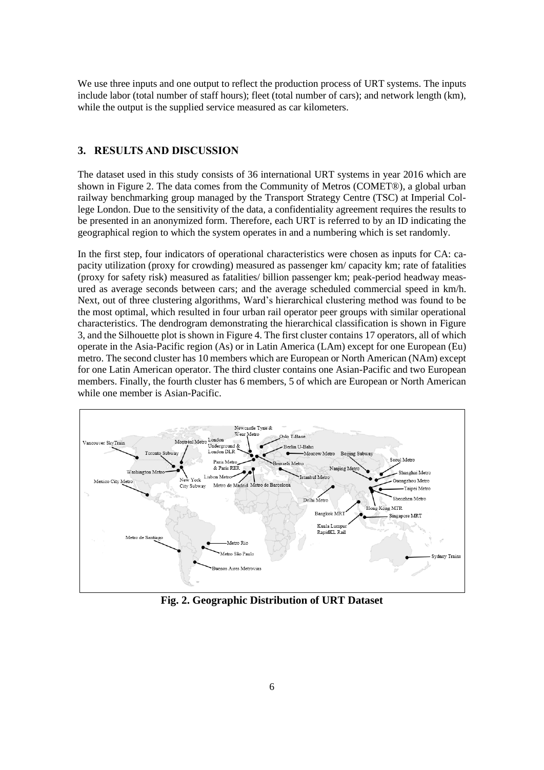We use three inputs and one output to reflect the production process of URT systems. The inputs include labor (total number of staff hours); fleet (total number of cars); and network length (km), while the output is the supplied service measured as car kilometers.

## 3. RESULTS AND DISCUSSION

The dataset used in this study consists of 36 international URT systems in year 2016 which are shown in Figure 2. The data comes from the Community of Metros (COMET®), a global urban railway benchmarking group managed by the Transport Strategy Centre (TSC) at Imperial College London. Due to the sensitivity of the data, a confidentiality agreement requires the results to be presented in an anonymized form. Therefore, each URT is referred to by an ID indicating the geographical region to which the system operates in and a numbering which is set randomly.

In the first step, four indicators of operational characteristics were chosen as inputs for CA: capacity utilization (proxy for crowding) measured as passenger km/ capacity km; rate of fatalities (proxy for safety risk) measured as fatalities/ billion passenger km; peak-period headway measured as average seconds between cars; and the average scheduled commercial speed in km/h. Next, out of three clustering algorithms, Ward's hierarchical clustering method was found to be the most optimal, which resulted in four urban rail operator peer groups with similar operational characteristics. The dendrogram demonstrating the hierarchical classification is shown in Figure 3, and the Silhouette plot is shown in Figure 4. The first cluster contains 17 operators, all of which operate in the Asia-Pacific region (As) or in Latin America (LAm) except for one European (Eu) metro. The second cluster has 10 members which are European or North American (NAm) except for one Latin American operator. The third cluster contains one Asian-Pacific and two European members. Finally, the fourth cluster has 6 members, 5 of which are European or North American while one member is Asian-Pacific.

Vancouver SkyTrain
Toronto Subway
Montréal Metro
Washington Metro
New York City Subway
Mexico City Metro
Metro de Santiago
Metro Rio
Metro São Paulo
Buenos Aires Metrovias
Newcastle Tyne & Wear Metro
London Underground & London DLR
Oslo T-Bane
Berlin U-Bahn
Paris Metro & Paris RER
Brussels Metro
Lisbon Metro
Metro de Madrid
Metro de Barcelona
Moscow Metro
Istanbul Metro
Delhi Metro
Beijing Subway
Seoul Metro
Nanjing Metro
Shanghai Metro
Guangzhou Metro
Taipei Metro
Shenzhen Metro
Hong Kong MTR
Bangkok MRT
Singapore MRT
Kuala Lumpur RapidKL Rail
Sydney Trains

**Fig. 2. Geographic Distribution of URT Dataset**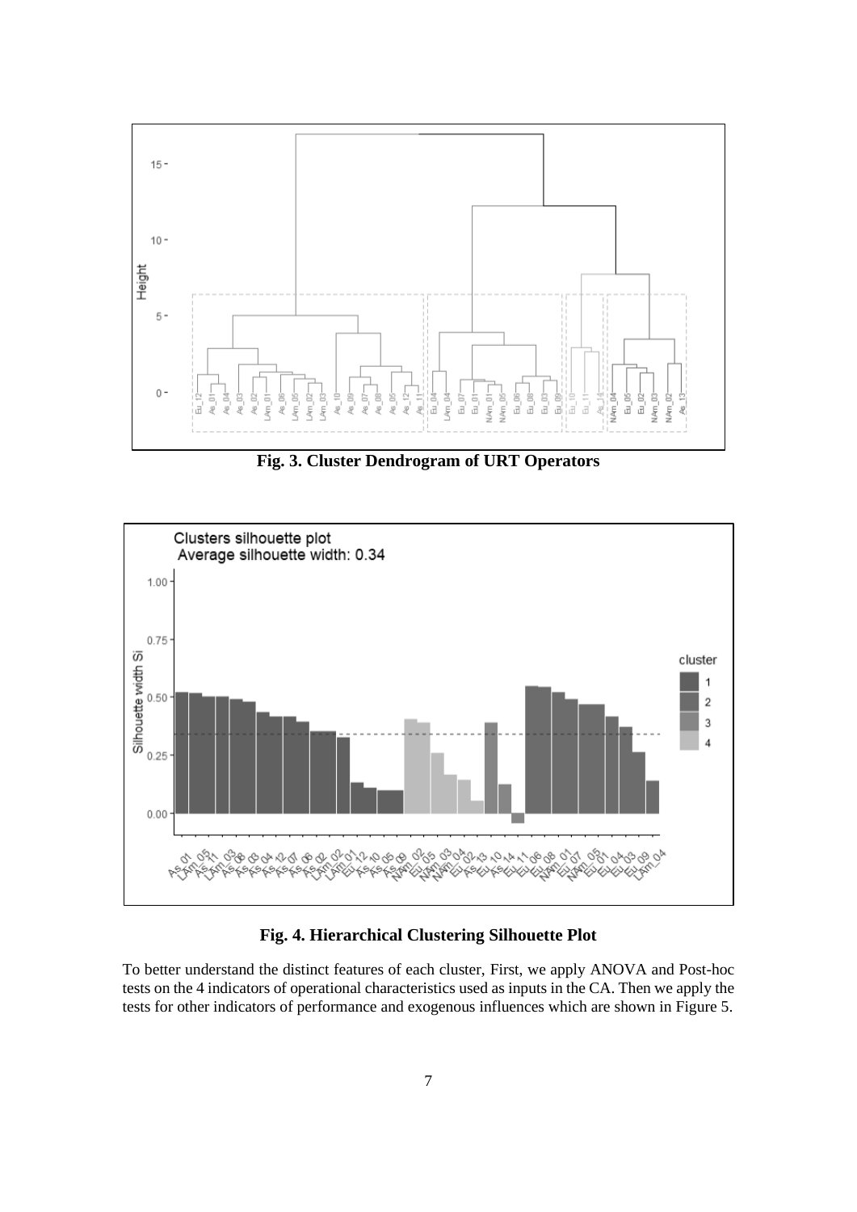15 -
10 -
5 -
0 -
Height

Eu_12 As_01 As_04 As_03 As_02 LAm_01 As_06 LAm_05 LAm_02 LAm_03 As_10 As_09 As_07 As_08 As_05 As_12 As_11 Eu_04 LAm_04 Eu_07 Eu_01 NAm_01 NAm_05 Eu_06 Eu_08 Eu_03 Eu_09 Eu_10 Eu_11 As_14 NAm_04 Eu_05 Eu_02 NAm_03 NAm_02 As_13

**Fig. 3. Cluster Dendrogram of URT Operators**

Clusters silhouette plot
Average silhouette width: 0.34

Silhouette width Si

1.00
0.75
0.50
0.25
0.00

cluster
1
2
3
4

As_01 LAm_05 As_11 LAm_03 As_08 As_03 As_04 As_12 As_07 As_06 As_02 LAm_02 LAm_01 Eu_12 As_10 As_05 As_09 NAm_02 Eu_05 NAm_03 NAm_04 Eu_02 As_13 Eu_10 As_14 Eu_11 Eu_06 Eu_08 NAm_01 Eu_07 NAm_05 Eu_01 Eu_04 Eu_03 Eu_09 LAm_04

**Fig. 4. Hierarchical Clustering Silhouette Plot**

To better understand the distinct features of each cluster, First, we apply ANOVA and Post-hoc tests on the 4 indicators of operational characteristics used as inputs in the CA. Then we apply the tests for other indicators of performance and exogenous influences which are shown in Figure 5.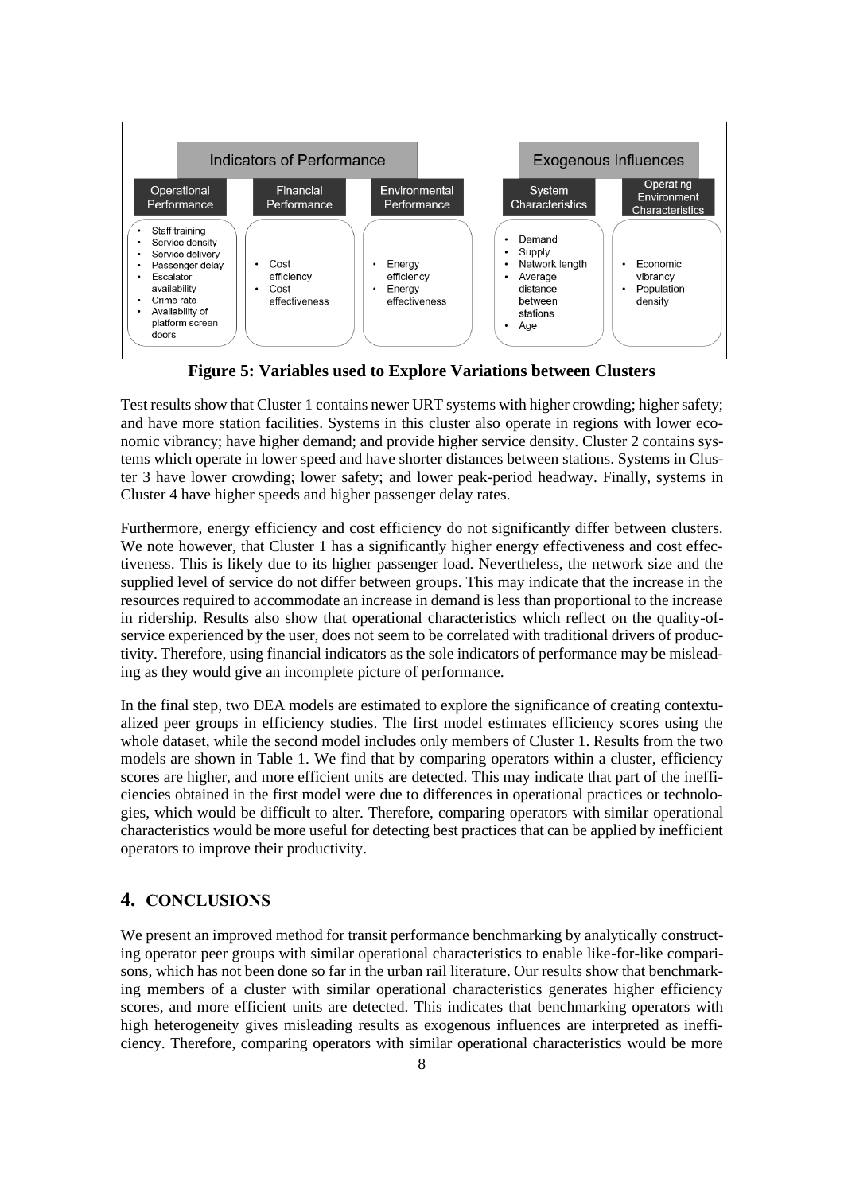Indicators of Performance

Operational Performance
- Staff training
- Service density
- Service delivery
- Passenger delay
- Escalator availability
- Crime rate
- Availability of platform screen doors

Financial Performance
- Cost efficiency
- Cost effectiveness

Environmental Performance
- Energy efficiency
- Energy effectiveness

Exogenous Influences

System Characteristics
- Demand
- Supply
- Network length
- Average distance between stations
- Age

Operating Environment Characteristics
- Economic vibrancy
- Population density

**Figure 5: Variables used to Explore Variations between Clusters**

Test results show that Cluster 1 contains newer URT systems with higher crowding; higher safety; and have more station facilities. Systems in this cluster also operate in regions with lower economic vibrancy; have higher demand; and provide higher service density. Cluster 2 contains systems which operate in lower speed and have shorter distances between stations. Systems in Cluster 3 have lower crowding; lower safety; and lower peak-period headway. Finally, systems in Cluster 4 have higher speeds and higher passenger delay rates.

Furthermore, energy efficiency and cost efficiency do not significantly differ between clusters. We note however, that Cluster 1 has a significantly higher energy effectiveness and cost effectiveness. This is likely due to its higher passenger load. Nevertheless, the network size and the supplied level of service do not differ between groups. This may indicate that the increase in the resources required to accommodate an increase in demand is less than proportional to the increase in ridership. Results also show that operational characteristics which reflect on the quality-of-service experienced by the user, does not seem to be correlated with traditional drivers of productivity. Therefore, using financial indicators as the sole indicators of performance may be misleading as they would give an incomplete picture of performance.

In the final step, two DEA models are estimated to explore the significance of creating contextualized peer groups in efficiency studies. The first model estimates efficiency scores using the whole dataset, while the second model includes only members of Cluster 1. Results from the two models are shown in Table 1. We find that by comparing operators within a cluster, efficiency scores are higher, and more efficient units are detected. This may indicate that part of the inefficiencies obtained in the first model were due to differences in operational practices or technologies, which would be difficult to alter. Therefore, comparing operators with similar operational characteristics would be more useful for detecting best practices that can be applied by inefficient operators to improve their productivity.

## 4. CONCLUSIONS

We present an improved method for transit performance benchmarking by analytically constructing operator peer groups with similar operational characteristics to enable like-for-like comparisons, which has not been done so far in the urban rail literature. Our results show that benchmarking members of a cluster with similar operational characteristics generates higher efficiency scores, and more efficient units are detected. This indicates that benchmarking operators with high heterogeneity gives misleading results as exogenous influences are interpreted as inefficiency. Therefore, comparing operators with similar operational characteristics would be more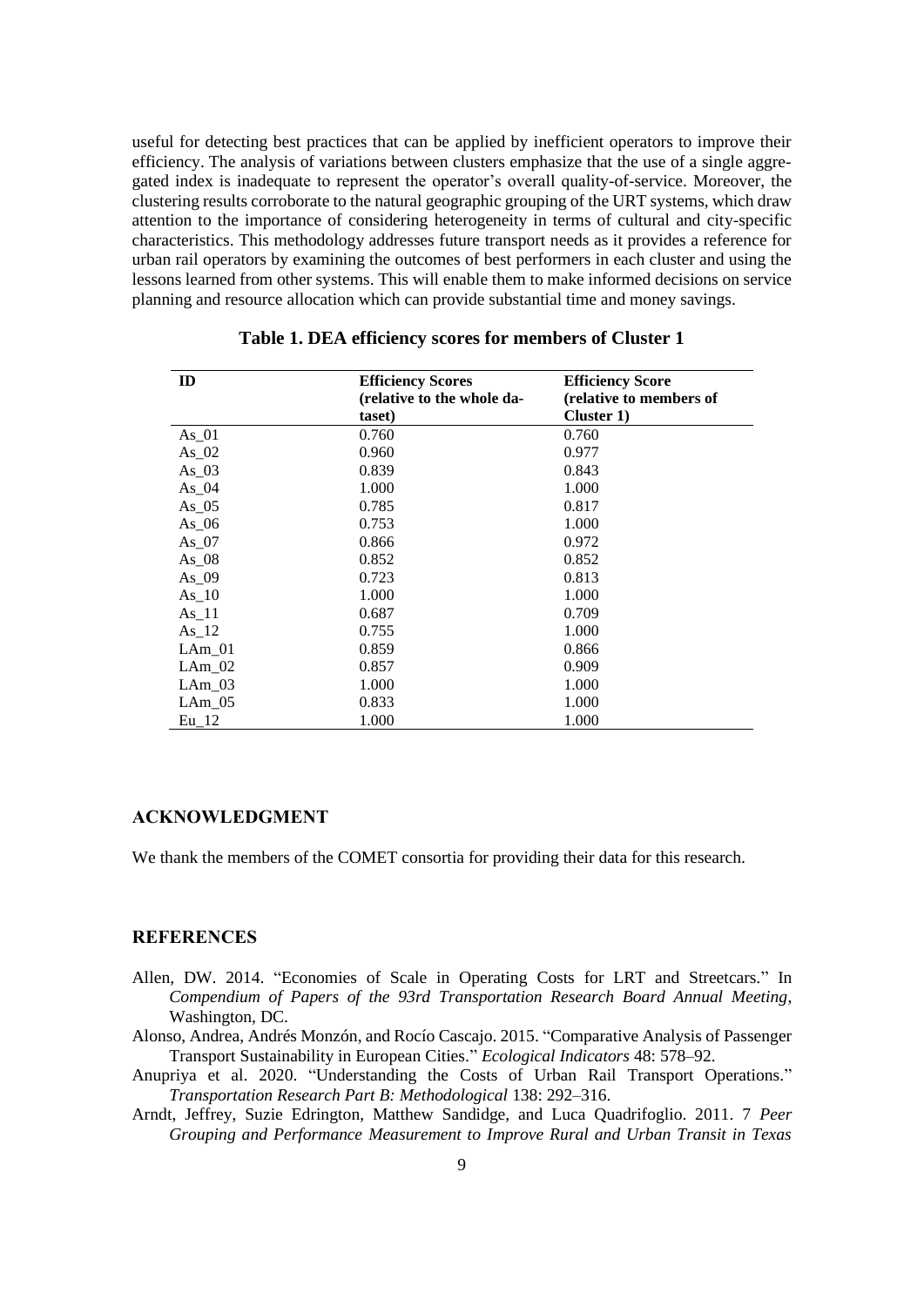useful for detecting best practices that can be applied by inefficient operators to improve their efficiency. The analysis of variations between clusters emphasize that the use of a single aggregated index is inadequate to represent the operator's overall quality-of-service. Moreover, the clustering results corroborate to the natural geographic grouping of the URT systems, which draw attention to the importance of considering heterogeneity in terms of cultural and city-specific characteristics. This methodology addresses future transport needs as it provides a reference for urban rail operators by examining the outcomes of best performers in each cluster and using the lessons learned from other systems. This will enable them to make informed decisions on service planning and resource allocation which can provide substantial time and money savings.

**Table 1. DEA efficiency scores for members of Cluster 1**

| ID | Efficiency Scores (relative to the whole dataset) | Efficiency Score (relative to members of Cluster 1) |
|---|---|---|
| As_01 | 0.760 | 0.760 |
| As_02 | 0.960 | 0.977 |
| As_03 | 0.839 | 0.843 |
| As_04 | 1.000 | 1.000 |
| As_05 | 0.785 | 0.817 |
| As_06 | 0.753 | 1.000 |
| As_07 | 0.866 | 0.972 |
| As_08 | 0.852 | 0.852 |
| As_09 | 0.723 | 0.813 |
| As_10 | 1.000 | 1.000 |
| As_11 | 0.687 | 0.709 |
| As_12 | 0.755 | 1.000 |
| LAm_01 | 0.859 | 0.866 |
| LAm_02 | 0.857 | 0.909 |
| LAm_03 | 1.000 | 1.000 |
| LAm_05 | 0.833 | 1.000 |
| Eu_12 | 1.000 | 1.000 |

## ACKNOWLEDGMENT

We thank the members of the COMET consortia for providing their data for this research.

## REFERENCES

Allen, DW. 2014. "Economies of Scale in Operating Costs for LRT and Streetcars." In *Compendium of Papers of the 93rd Transportation Research Board Annual Meeting*, Washington, DC.

Alonso, Andrea, Andrés Monzón, and Rocío Cascajo. 2015. "Comparative Analysis of Passenger Transport Sustainability in European Cities." *Ecological Indicators* 48: 578–92.

Anupriya et al. 2020. "Understanding the Costs of Urban Rail Transport Operations." *Transportation Research Part B: Methodological* 138: 292–316.

Arndt, Jeffrey, Suzie Edrington, Matthew Sandidge, and Luca Quadrifoglio. 2011. 7 *Peer Grouping and Performance Measurement to Improve Rural and Urban Transit in Texas*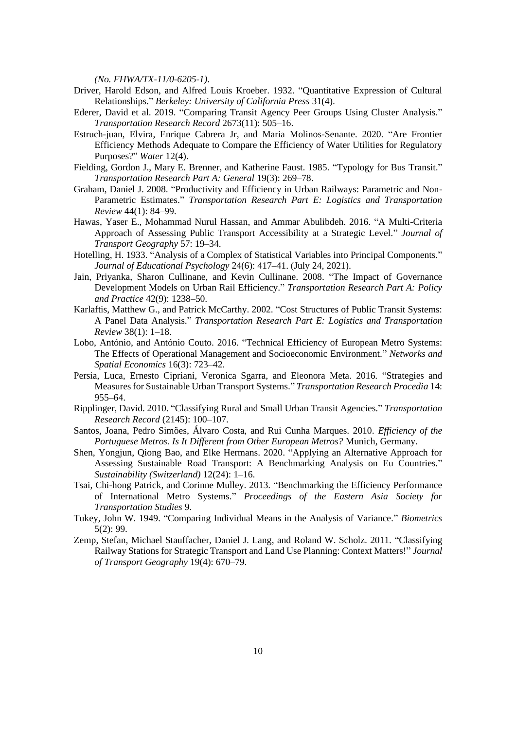*(No. FHWA/TX-11/0-6205-1)*.

Driver, Harold Edson, and Alfred Louis Kroeber. 1932. "Quantitative Expression of Cultural Relationships." *Berkeley: University of California Press* 31(4).

Ederer, David et al. 2019. "Comparing Transit Agency Peer Groups Using Cluster Analysis." *Transportation Research Record* 2673(11): 505–16.

Estruch-juan, Elvira, Enrique Cabrera Jr, and Maria Molinos-Senante. 2020. "Are Frontier Efficiency Methods Adequate to Compare the Efficiency of Water Utilities for Regulatory Purposes?" *Water* 12(4).

Fielding, Gordon J., Mary E. Brenner, and Katherine Faust. 1985. "Typology for Bus Transit." *Transportation Research Part A: General* 19(3): 269–78.

Graham, Daniel J. 2008. "Productivity and Efficiency in Urban Railways: Parametric and Non-Parametric Estimates." *Transportation Research Part E: Logistics and Transportation Review* 44(1): 84–99.

Hawas, Yaser E., Mohammad Nurul Hassan, and Ammar Abulibdeh. 2016. "A Multi-Criteria Approach of Assessing Public Transport Accessibility at a Strategic Level." *Journal of Transport Geography* 57: 19–34.

Hotelling, H. 1933. "Analysis of a Complex of Statistical Variables into Principal Components." *Journal of Educational Psychology* 24(6): 417–41. (July 24, 2021).

Jain, Priyanka, Sharon Cullinane, and Kevin Cullinane. 2008. "The Impact of Governance Development Models on Urban Rail Efficiency." *Transportation Research Part A: Policy and Practice* 42(9): 1238–50.

Karlaftis, Matthew G., and Patrick McCarthy. 2002. "Cost Structures of Public Transit Systems: A Panel Data Analysis." *Transportation Research Part E: Logistics and Transportation Review* 38(1): 1–18.

Lobo, António, and António Couto. 2016. "Technical Efficiency of European Metro Systems: The Effects of Operational Management and Socioeconomic Environment." *Networks and Spatial Economics* 16(3): 723–42.

Persia, Luca, Ernesto Cipriani, Veronica Sgarra, and Eleonora Meta. 2016. "Strategies and Measures for Sustainable Urban Transport Systems." *Transportation Research Procedia* 14: 955–64.

Ripplinger, David. 2010. "Classifying Rural and Small Urban Transit Agencies." *Transportation Research Record* (2145): 100–107.

Santos, Joana, Pedro Simões, Álvaro Costa, and Rui Cunha Marques. 2010. *Efficiency of the Portuguese Metros. Is It Different from Other European Metros?* Munich, Germany.

Shen, Yongjun, Qiong Bao, and Elke Hermans. 2020. "Applying an Alternative Approach for Assessing Sustainable Road Transport: A Benchmarking Analysis on Eu Countries." *Sustainability (Switzerland)* 12(24): 1–16.

Tsai, Chi-hong Patrick, and Corinne Mulley. 2013. "Benchmarking the Efficiency Performance of International Metro Systems." *Proceedings of the Eastern Asia Society for Transportation Studies* 9.

Tukey, John W. 1949. "Comparing Individual Means in the Analysis of Variance." *Biometrics* 5(2): 99.

Zemp, Stefan, Michael Stauffacher, Daniel J. Lang, and Roland W. Scholz. 2011. "Classifying Railway Stations for Strategic Transport and Land Use Planning: Context Matters!" *Journal of Transport Geography* 19(4): 670–79.